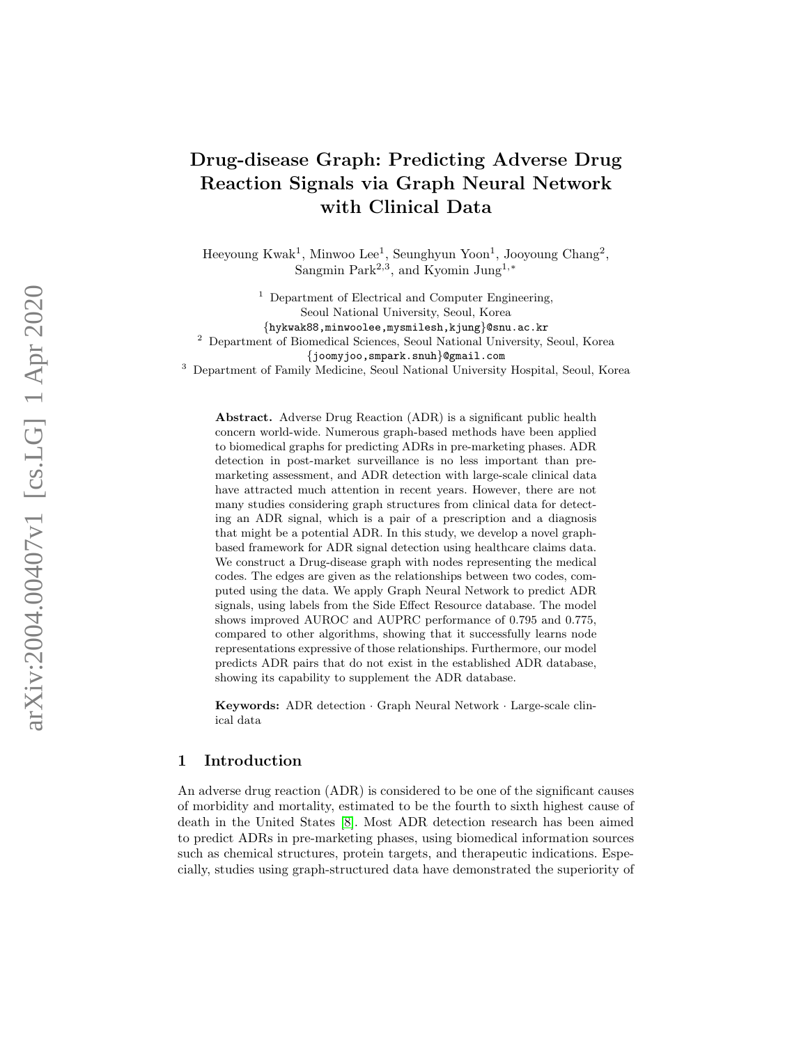# Drug-disease Graph: Predicting Adverse Drug Reaction Signals via Graph Neural Network with Clinical Data

Heeyoung Kwak[1], Minwoo Lee[1], Seunghyun Yoon[1], Jooyoung Chang[2], Sangmin Park[2,3], and Kyomin Jung[1,*]

[1] Department of Electrical and Computer Engineering, Seoul National University, Seoul, Korea
{hykwak88,minwoolee,mysmilesh,kjung}@snu.ac.kr

[2] Department of Biomedical Sciences, Seoul National University, Seoul, Korea
{joomyjoo,smpark.snuh}@gmail.com

[3] Department of Family Medicine, Seoul National University Hospital, Seoul, Korea

**Abstract.** Adverse Drug Reaction (ADR) is a significant public health concern world-wide. Numerous graph-based methods have been applied to biomedical graphs for predicting ADRs in pre-marketing phases. ADR detection in post-market surveillance is no less important than pre-marketing assessment, and ADR detection with large-scale clinical data have attracted much attention in recent years. However, there are not many studies considering graph structures from clinical data for detecting an ADR signal, which is a pair of a prescription and a diagnosis that might be a potential ADR. In this study, we develop a novel graph-based framework for ADR signal detection using healthcare claims data. We construct a Drug-disease graph with nodes representing the medical codes. The edges are given as the relationships between two codes, computed using the data. We apply Graph Neural Network to predict ADR signals, using labels from the Side Effect Resource database. The model shows improved AUROC and AUPRC performance of 0.795 and 0.775, compared to other algorithms, showing that it successfully learns node representations expressive of those relationships. Furthermore, our model predicts ADR pairs that do not exist in the established ADR database, showing its capability to supplement the ADR database.

**Keywords:** ADR detection · Graph Neural Network · Large-scale clinical data

## 1 Introduction

An adverse drug reaction (ADR) is considered to be one of the significant causes of morbidity and mortality, estimated to be the fourth to sixth highest cause of death in the United States [8]. Most ADR detection research has been aimed to predict ADRs in pre-marketing phases, using biomedical information sources such as chemical structures, protein targets, and therapeutic indications. Especially, studies using graph-structured data have demonstrated the superiority of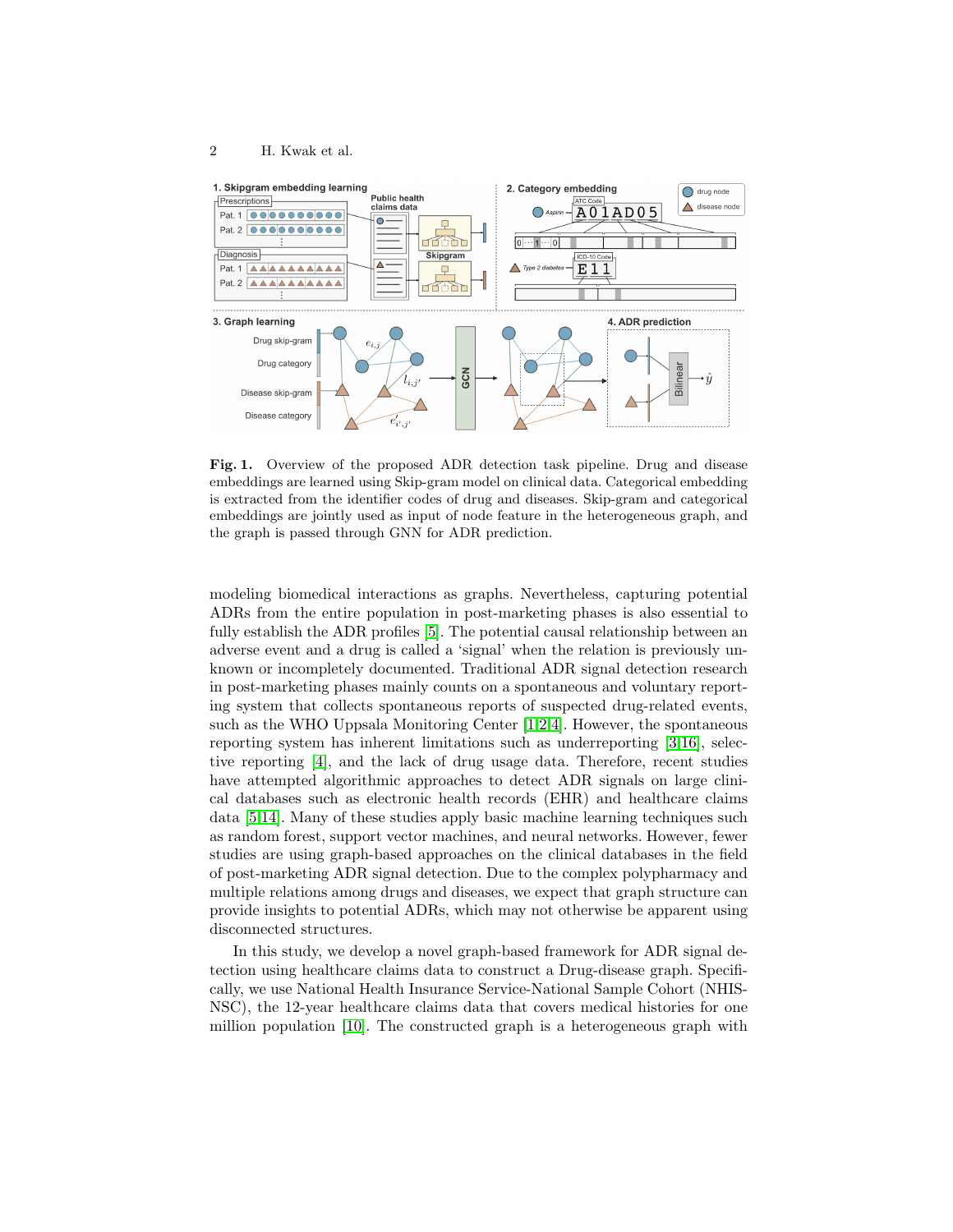**Fig. 1.** Overview of the proposed ADR detection task pipeline. Drug and disease embeddings are learned using Skip-gram model on clinical data. Categorical embedding is extracted from the identifier codes of drug and diseases. Skip-gram and categorical embeddings are jointly used as input of node feature in the heterogeneous graph, and the graph is passed through GNN for ADR prediction.

modeling biomedical interactions as graphs. Nevertheless, capturing potential ADRs from the entire population in post-marketing phases is also essential to fully establish the ADR profiles [5]. The potential causal relationship between an adverse event and a drug is called a 'signal' when the relation is previously unknown or incompletely documented. Traditional ADR signal detection research in post-marketing phases mainly counts on a spontaneous and voluntary reporting system that collects spontaneous reports of suspected drug-related events, such as the WHO Uppsala Monitoring Center [1,2,4]. However, the spontaneous reporting system has inherent limitations such as underreporting [3,16], selective reporting [4], and the lack of drug usage data. Therefore, recent studies have attempted algorithmic approaches to detect ADR signals on large clinical databases such as electronic health records (EHR) and healthcare claims data [5,14]. Many of these studies apply basic machine learning techniques such as random forest, support vector machines, and neural networks. However, fewer studies are using graph-based approaches on the clinical databases in the field of post-marketing ADR signal detection. Due to the complex polypharmacy and multiple relations among drugs and diseases, we expect that graph structure can provide insights to potential ADRs, which may not otherwise be apparent using disconnected structures.

In this study, we develop a novel graph-based framework for ADR signal detection using healthcare claims data to construct a Drug-disease graph. Specifically, we use National Health Insurance Service-National Sample Cohort (NHIS-NSC), the 12-year healthcare claims data that covers medical histories for one million population [10]. The constructed graph is a heterogeneous graph with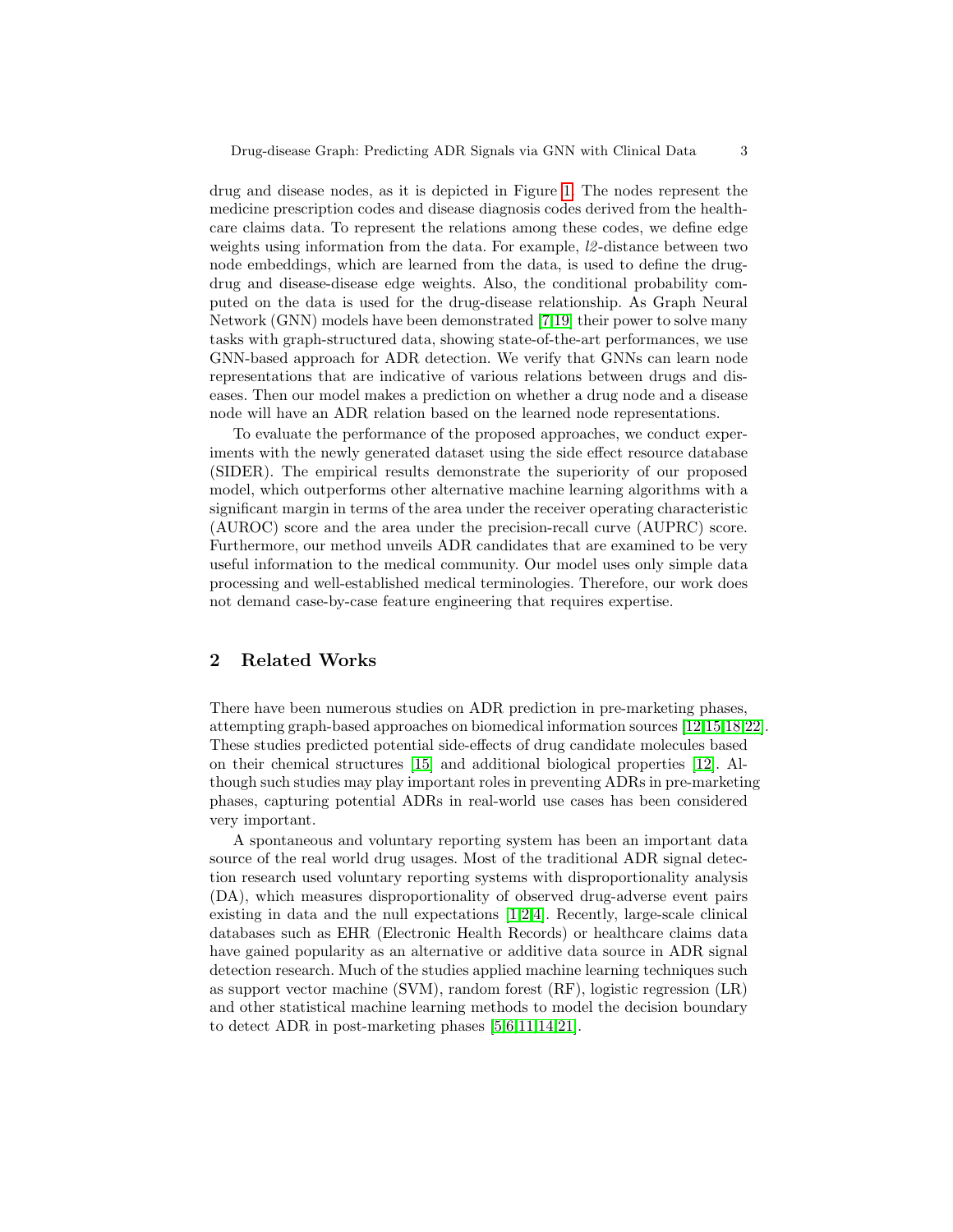drug and disease nodes, as it is depicted in Figure 1. The nodes represent the medicine prescription codes and disease diagnosis codes derived from the healthcare claims data. To represent the relations among these codes, we define edge weights using information from the data. For example, *l2*-distance between two node embeddings, which are learned from the data, is used to define the drug-drug and disease-disease edge weights. Also, the conditional probability computed on the data is used for the drug-disease relationship. As Graph Neural Network (GNN) models have been demonstrated [7,19] their power to solve many tasks with graph-structured data, showing state-of-the-art performances, we use GNN-based approach for ADR detection. We verify that GNNs can learn node representations that are indicative of various relations between drugs and diseases. Then our model makes a prediction on whether a drug node and a disease node will have an ADR relation based on the learned node representations.

To evaluate the performance of the proposed approaches, we conduct experiments with the newly generated dataset using the side effect resource database (SIDER). The empirical results demonstrate the superiority of our proposed model, which outperforms other alternative machine learning algorithms with a significant margin in terms of the area under the receiver operating characteristic (AUROC) score and the area under the precision-recall curve (AUPRC) score. Furthermore, our method unveils ADR candidates that are examined to be very useful information to the medical community. Our model uses only simple data processing and well-established medical terminologies. Therefore, our work does not demand case-by-case feature engineering that requires expertise.

## 2 Related Works

There have been numerous studies on ADR prediction in pre-marketing phases, attempting graph-based approaches on biomedical information sources [12,15,18,22]. These studies predicted potential side-effects of drug candidate molecules based on their chemical structures [15] and additional biological properties [12]. Although such studies may play important roles in preventing ADRs in pre-marketing phases, capturing potential ADRs in real-world use cases has been considered very important.

A spontaneous and voluntary reporting system has been an important data source of the real world drug usages. Most of the traditional ADR signal detection research used voluntary reporting systems with disproportionality analysis (DA), which measures disproportionality of observed drug-adverse event pairs existing in data and the null expectations [1,2,4]. Recently, large-scale clinical databases such as EHR (Electronic Health Records) or healthcare claims data have gained popularity as an alternative or additive data source in ADR signal detection research. Much of the studies applied machine learning techniques such as support vector machine (SVM), random forest (RF), logistic regression (LR) and other statistical machine learning methods to model the decision boundary to detect ADR in post-marketing phases [5,6,11,14,21].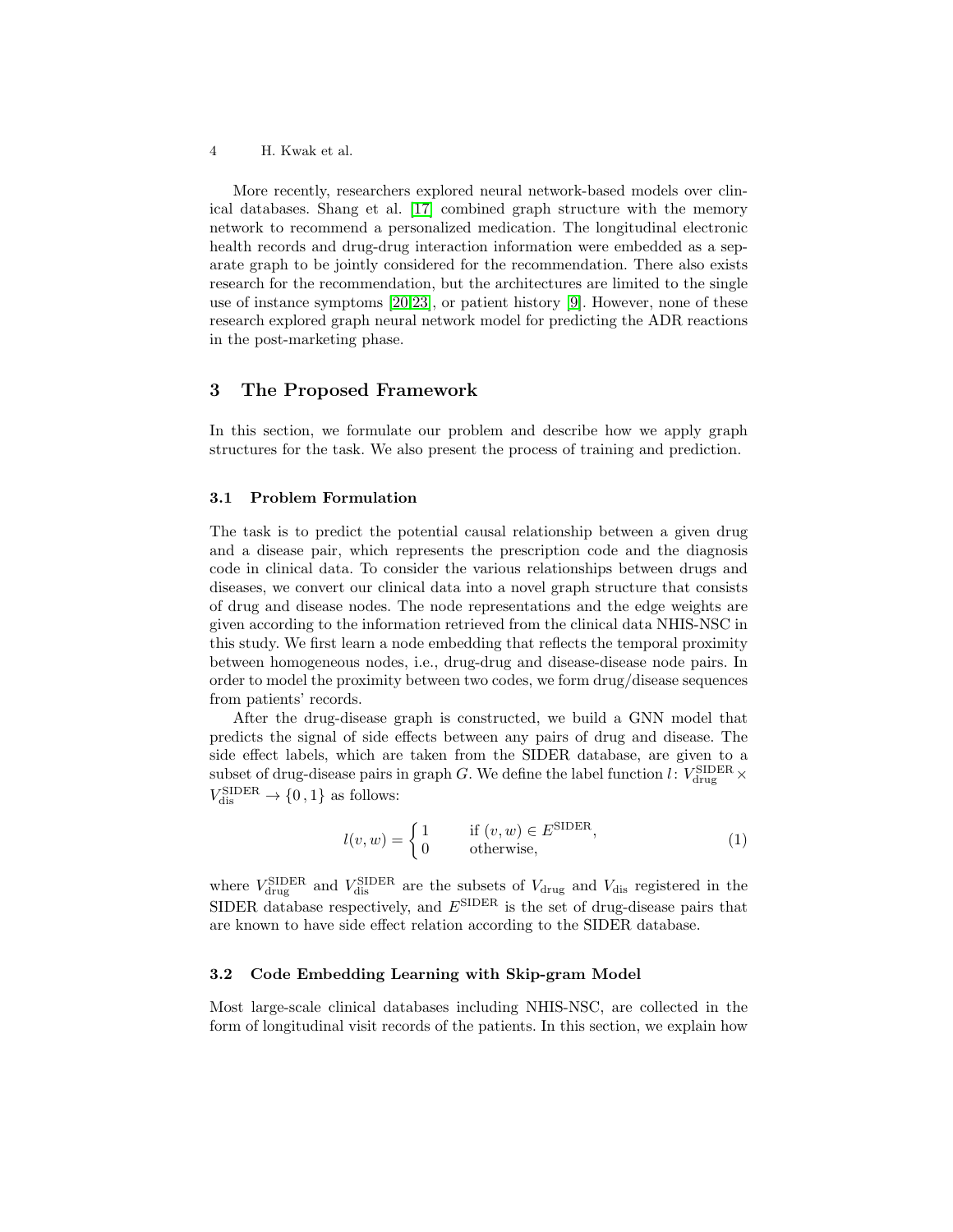More recently, researchers explored neural network-based models over clinical databases. Shang et al. [17] combined graph structure with the memory network to recommend a personalized medication. The longitudinal electronic health records and drug-drug interaction information were embedded as a separate graph to be jointly considered for the recommendation. There also exists research for the recommendation, but the architectures are limited to the single use of instance symptoms [20,23], or patient history [9]. However, none of these research explored graph neural network model for predicting the ADR reactions in the post-marketing phase.

## 3 The Proposed Framework

In this section, we formulate our problem and describe how we apply graph structures for the task. We also present the process of training and prediction.

### 3.1 Problem Formulation

The task is to predict the potential causal relationship between a given drug and a disease pair, which represents the prescription code and the diagnosis code in clinical data. To consider the various relationships between drugs and diseases, we convert our clinical data into a novel graph structure that consists of drug and disease nodes. The node representations and the edge weights are given according to the information retrieved from the clinical data NHIS-NSC in this study. We first learn a node embedding that reflects the temporal proximity between homogeneous nodes, i.e., drug-drug and disease-disease node pairs. In order to model the proximity between two codes, we form drug/disease sequences from patients' records.

After the drug-disease graph is constructed, we build a GNN model that predicts the signal of side effects between any pairs of drug and disease. The side effect labels, which are taken from the SIDER database, are given to a subset of drug-disease pairs in graph $G$. We define the label function $l \colon V_{\text{drug}}^{\text{SIDER}} \times V_{\text{dis}}^{\text{SIDER}} \rightarrow \{0\,, 1\}$ as follows:

$$l(v, w) = \begin{cases} 1 & \text{if } (v, w) \in E^{\text{SIDER}}, \\ 0 & \text{otherwise,} \end{cases} \tag{1}$$

where $V_{\text{drug}}^{\text{SIDER}}$ and $V_{\text{dis}}^{\text{SIDER}}$ are the subsets of $V_{\text{drug}}$ and $V_{\text{dis}}$ registered in the SIDER database respectively, and $E^{\text{SIDER}}$ is the set of drug-disease pairs that are known to have side effect relation according to the SIDER database.

### 3.2 Code Embedding Learning with Skip-gram Model

Most large-scale clinical databases including NHIS-NSC, are collected in the form of longitudinal visit records of the patients. In this section, we explain how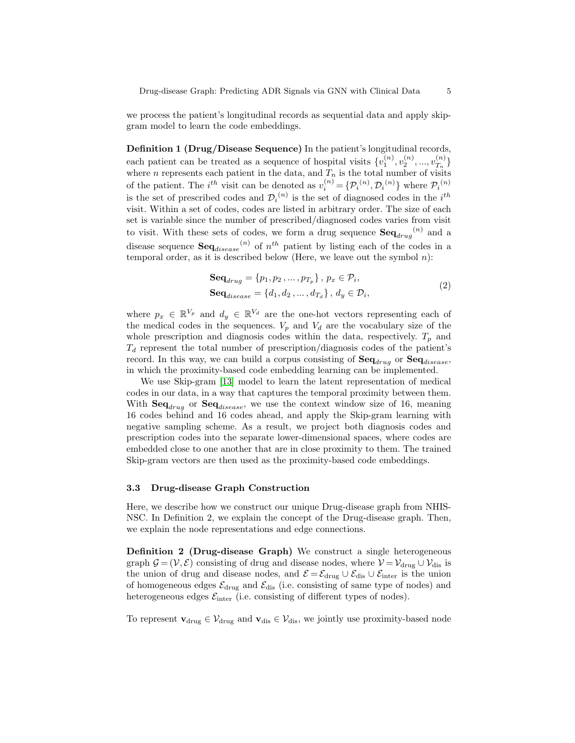we process the patient's longitudinal records as sequential data and apply skip-gram model to learn the code embeddings.

**Definition 1 (Drug/Disease Sequence)** In the patient's longitudinal records, each patient can be treated as a sequence of hospital visits $\{v_1^{(n)}, v_2^{(n)}, ..., v_{T_n}^{(n)}\}$ where $n$ represents each patient in the data, and $T_n$ is the total number of visits of the patient. The $i^{th}$ visit can be denoted as $v_i^{(n)} = \{\mathcal{P}_i{}^{(n)}, \mathcal{D}_i{}^{(n)}\}$ where $\mathcal{P}_i{}^{(n)}$ is the set of prescribed codes and $\mathcal{D}_i{}^{(n)}$ is the set of diagnosed codes in the $i^{th}$ visit. Within a set of codes, codes are listed in arbitrary order. The size of each set is variable since the number of prescribed/diagnosed codes varies from visit to visit. With these sets of codes, we form a drug sequence $\mathbf{Seq}_{drug}{}^{(n)}$ and a disease sequence $\mathbf{Seq}_{disease}{}^{(n)}$ of $n^{th}$ patient by listing each of the codes in a temporal order, as it is described below (Here, we leave out the symbol $n$):

$$
\begin{aligned}
\mathbf{Seq}_{drug} &= \{p_1, p_2\,, \ldots, p_{T_p}\}\,,\; p_x \in \mathcal{P}_i, \\
\mathbf{Seq}_{disease} &= \{d_1, d_2\,, \ldots, d_{T_d}\}\,,\; d_y \in \mathcal{D}_i,
\end{aligned}
\tag{2}
$$

where $p_x \in \mathbb{R}^{V_p}$ and $d_y \in \mathbb{R}^{V_d}$ are the one-hot vectors representing each of the medical codes in the sequences. $V_p$ and $V_d$ are the vocabulary size of the whole prescription and diagnosis codes within the data, respectively. $T_p$ and $T_d$ represent the total number of prescription/diagnosis codes of the patient's record. In this way, we can build a corpus consisting of $\mathbf{Seq}_{drug}$ or $\mathbf{Seq}_{disease}$, in which the proximity-based code embedding learning can be implemented.

We use Skip-gram [13] model to learn the latent representation of medical codes in our data, in a way that captures the temporal proximity between them. With $\mathbf{Seq}_{drug}$ or $\mathbf{Seq}_{disease}$, we use the context window size of 16, meaning 16 codes behind and 16 codes ahead, and apply the Skip-gram learning with negative sampling scheme. As a result, we project both diagnosis codes and prescription codes into the separate lower-dimensional spaces, where codes are embedded close to one another that are in close proximity to them. The trained Skip-gram vectors are then used as the proximity-based code embeddings.

### 3.3 Drug-disease Graph Construction

Here, we describe how we construct our unique Drug-disease graph from NHIS-NSC. In Definition 2, we explain the concept of the Drug-disease graph. Then, we explain the node representations and edge connections.

**Definition 2 (Drug-disease Graph)** We construct a single heterogeneous graph $\mathcal{G} = (\mathcal{V}, \mathcal{E})$ consisting of drug and disease nodes, where $\mathcal{V} = \mathcal{V}_{\text{drug}} \cup \mathcal{V}_{\text{dis}}$ is the union of drug and disease nodes, and $\mathcal{E} = \mathcal{E}_{\text{drug}} \cup \mathcal{E}_{\text{dis}} \cup \mathcal{E}_{\text{inter}}$ is the union of homogeneous edges $\mathcal{E}_{\text{drug}}$ and $\mathcal{E}_{\text{dis}}$ (i.e. consisting of same type of nodes) and heterogeneous edges $\mathcal{E}_{\text{inter}}$ (i.e. consisting of different types of nodes).

To represent $\mathbf{v}_{\text{drug}} \in \mathcal{V}_{\text{drug}}$ and $\mathbf{v}_{\text{dis}} \in \mathcal{V}_{\text{dis}}$, we jointly use proximity-based node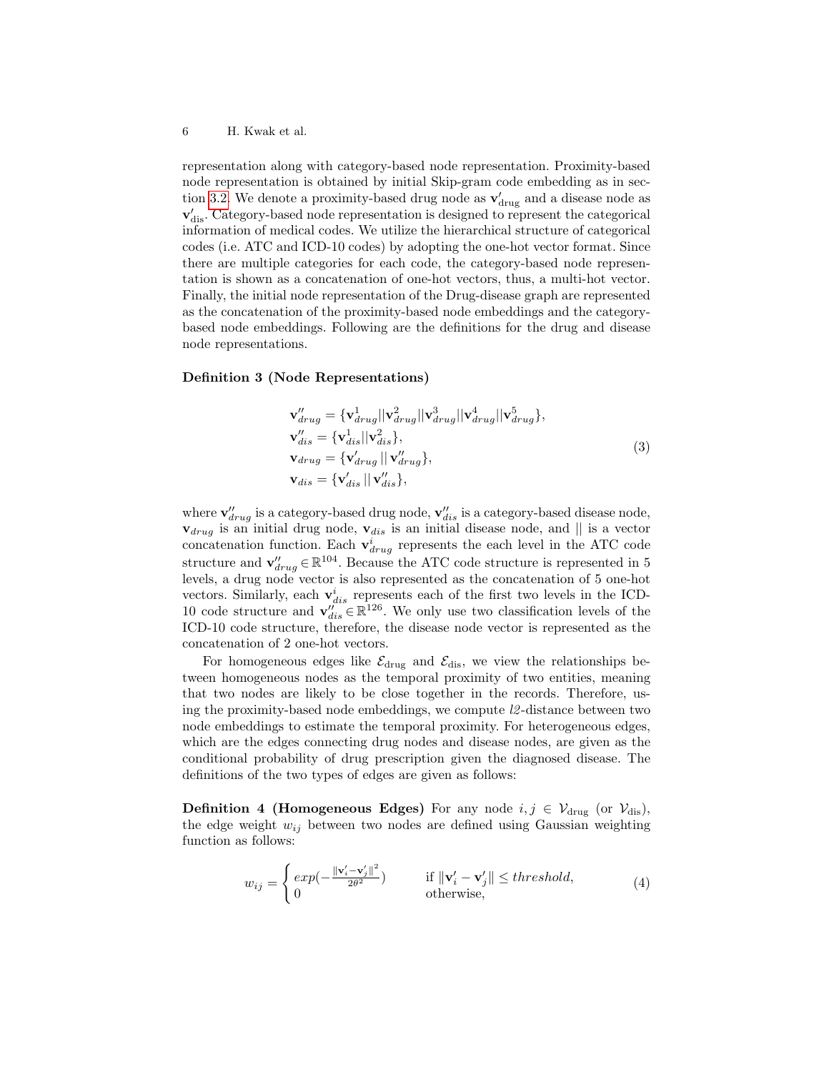representation along with category-based node representation. Proximity-based node representation is obtained by initial Skip-gram code embedding as in section 3.2. We denote a proximity-based drug node as $\mathbf{v}'_{\text{drug}}$ and a disease node as $\mathbf{v}'_{\text{dis}}$. Category-based node representation is designed to represent the categorical information of medical codes. We utilize the hierarchical structure of categorical codes (i.e. ATC and ICD-10 codes) by adopting the one-hot vector format. Since there are multiple categories for each code, the category-based node representation is shown as a concatenation of one-hot vectors, thus, a multi-hot vector. Finally, the initial node representation of the Drug-disease graph are represented as the concatenation of the proximity-based node embeddings and the category-based node embeddings. Following are the definitions for the drug and disease node representations.

**Definition 3 (Node Representations)**

$$
\begin{aligned}
\mathbf{v}''_{drug} &= \{\mathbf{v}^1_{drug} || \mathbf{v}^2_{drug} || \mathbf{v}^3_{drug} || \mathbf{v}^4_{drug} || \mathbf{v}^5_{drug}\}, \\
\mathbf{v}''_{dis} &= \{\mathbf{v}^1_{dis} || \mathbf{v}^2_{dis}\}, \\
\mathbf{v}_{drug} &= \{\mathbf{v}'_{drug} \,||\, \mathbf{v}''_{drug}\}, \\
\mathbf{v}_{dis} &= \{\mathbf{v}'_{dis} \,||\, \mathbf{v}''_{dis}\},
\end{aligned}
\tag{3}
$$

where $\mathbf{v}''_{drug}$ is a category-based drug node, $\mathbf{v}''_{dis}$ is a category-based disease node, $\mathbf{v}_{drug}$ is an initial drug node, $\mathbf{v}_{dis}$ is an initial disease node, and $||$ is a vector concatenation function. Each $\mathbf{v}^i_{drug}$ represents the each level in the ATC code structure and $\mathbf{v}''_{drug} \in \mathbb{R}^{104}$. Because the ATC code structure is represented in 5 levels, a drug node vector is also represented as the concatenation of 5 one-hot vectors. Similarly, each $\mathbf{v}^i_{dis}$ represents each of the first two levels in the ICD-10 code structure and $\mathbf{v}''_{dis} \in \mathbb{R}^{126}$. We only use two classification levels of the ICD-10 code structure, therefore, the disease node vector is represented as the concatenation of 2 one-hot vectors.

For homogeneous edges like $\mathcal{E}_{\text{drug}}$ and $\mathcal{E}_{\text{dis}}$, we view the relationships between homogeneous nodes as the temporal proximity of two entities, meaning that two nodes are likely to be close together in the records. Therefore, using the proximity-based node embeddings, we compute *l2*-distance between two node embeddings to estimate the temporal proximity. For heterogeneous edges, which are the edges connecting drug nodes and disease nodes, are given as the conditional probability of drug prescription given the diagnosed disease. The definitions of the two types of edges are given as follows:

**Definition 4 (Homogeneous Edges)** For any node $i, j \in \mathcal{V}_{\text{drug}}$ (or $\mathcal{V}_{\text{dis}}$), the edge weight $w_{ij}$ between two nodes are defined using Gaussian weighting function as follows:

$$
w_{ij} = \begin{cases} exp(-\frac{\|\mathbf{v}'_i - \mathbf{v}'_j\|^2}{2\theta^2}) & \text{if } \|\mathbf{v}'_i - \mathbf{v}'_j\| \leq threshold, \\ 0 & \text{otherwise,} \end{cases}
\tag{4}
$$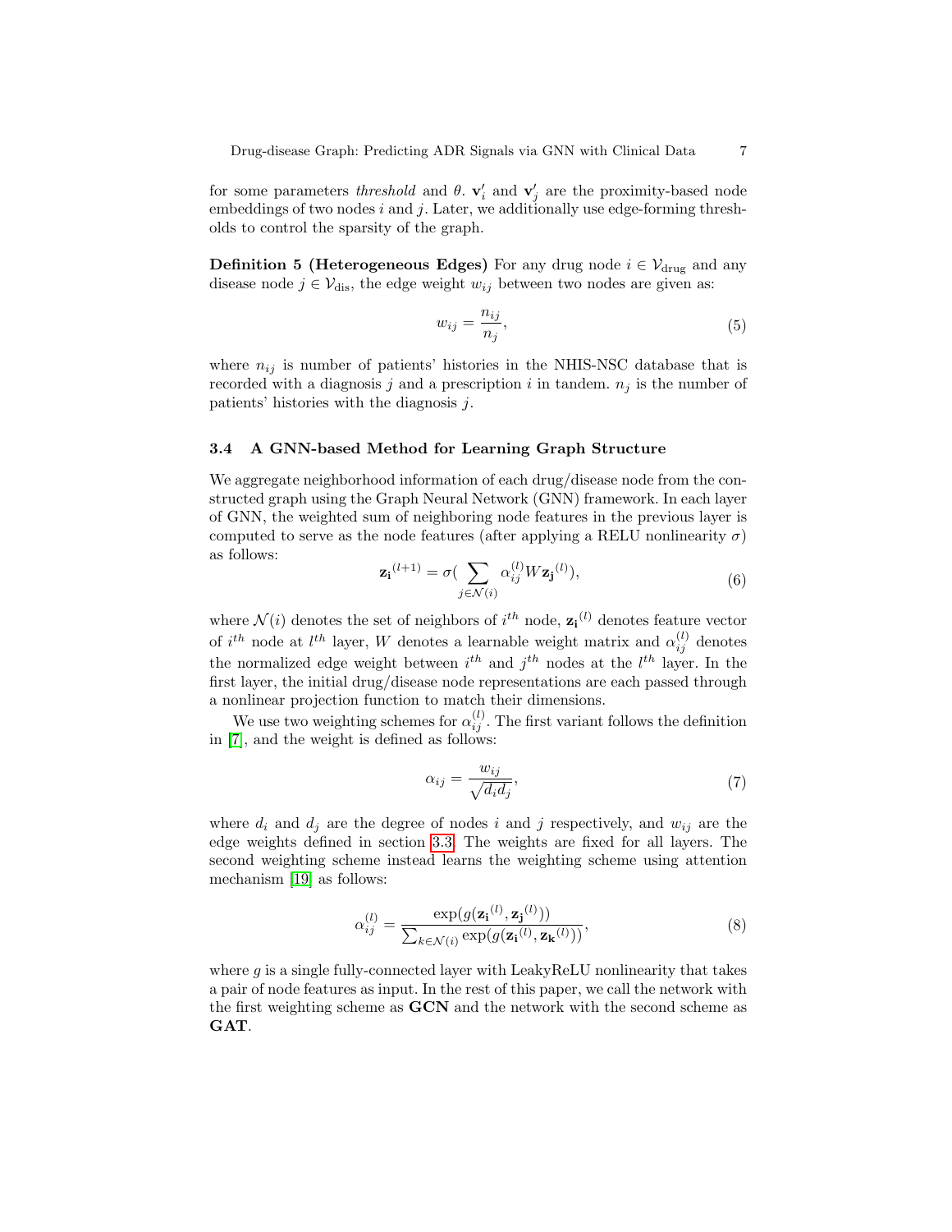for some parameters *threshold* and $\theta$. $\mathbf{v}'_i$ and $\mathbf{v}'_j$ are the proximity-based node embeddings of two nodes $i$ and $j$. Later, we additionally use edge-forming thresholds to control the sparsity of the graph.

**Definition 5 (Heterogeneous Edges)** For any drug node $i \in \mathcal{V}_{\text{drug}}$ and any disease node $j \in \mathcal{V}_{\text{dis}}$, the edge weight $w_{ij}$ between two nodes are given as:

$$w_{ij} = \frac{n_{ij}}{n_j}, \tag{5}$$

where $n_{ij}$ is number of patients' histories in the NHIS-NSC database that is recorded with a diagnosis $j$ and a prescription $i$ in tandem. $n_j$ is the number of patients' histories with the diagnosis $j$.

### 3.4 A GNN-based Method for Learning Graph Structure

We aggregate neighborhood information of each drug/disease node from the constructed graph using the Graph Neural Network (GNN) framework. In each layer of GNN, the weighted sum of neighboring node features in the previous layer is computed to serve as the node features (after applying a RELU nonlinearity $\sigma$) as follows:

$$\mathbf{z_i}^{(l+1)} = \sigma\Big(\sum_{j \in \mathcal{N}(i)} \alpha_{ij}^{(l)} W \mathbf{z_j}^{(l)}\Big), \tag{6}$$

where $\mathcal{N}(i)$ denotes the set of neighbors of $i^{th}$ node, $\mathbf{z_i}^{(l)}$ denotes feature vector of $i^{th}$ node at $l^{th}$ layer, $W$ denotes a learnable weight matrix and $\alpha_{ij}^{(l)}$ denotes the normalized edge weight between $i^{th}$ and $j^{th}$ nodes at the $l^{th}$ layer. In the first layer, the initial drug/disease node representations are each passed through a nonlinear projection function to match their dimensions.

We use two weighting schemes for $\alpha_{ij}^{(l)}$. The first variant follows the definition in [7], and the weight is defined as follows:

$$\alpha_{ij} = \frac{w_{ij}}{\sqrt{d_i d_j}}, \tag{7}$$

where $d_i$ and $d_j$ are the degree of nodes $i$ and $j$ respectively, and $w_{ij}$ are the edge weights defined in section 3.3. The weights are fixed for all layers. The second weighting scheme instead learns the weighting scheme using attention mechanism [19] as follows:

$$\alpha_{ij}^{(l)} = \frac{\exp(g(\mathbf{z_i}^{(l)}, \mathbf{z_j}^{(l)}))}{\sum_{k \in \mathcal{N}(i)} \exp(g(\mathbf{z_i}^{(l)}, \mathbf{z_k}^{(l)}))}, \tag{8}$$

where $g$ is a single fully-connected layer with LeakyReLU nonlinearity that takes a pair of node features as input. In the rest of this paper, we call the network with the first weighting scheme as **GCN** and the network with the second scheme as **GAT**.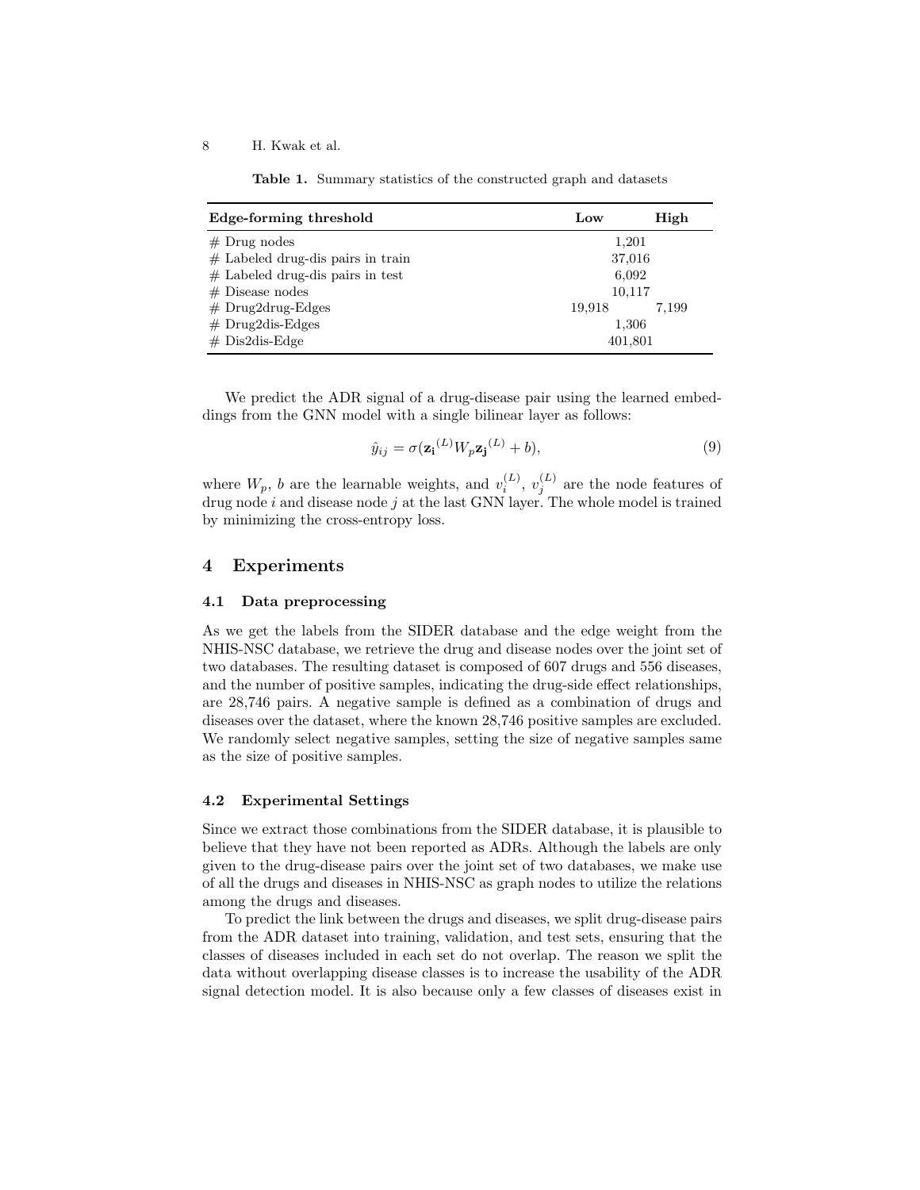**Table 1.** Summary statistics of the constructed graph and datasets

| Edge-forming threshold | Low | High |
|---|---|---|
| # Drug nodes | 1,201 | |
| # Labeled drug-dis pairs in train | 37,016 | |
| # Labeled drug-dis pairs in test | 6,092 | |
| # Disease nodes | 10,117 | |
| # Drug2drug-Edges | 19,918 | 7,199 |
| # Drug2dis-Edges | 1,306 | |
| # Dis2dis-Edge | 401,801 | |

We predict the ADR signal of a drug-disease pair using the learned embeddings from the GNN model with a single bilinear layer as follows:

$$\hat{y}_{ij} = \sigma(\mathbf{z_i}^{(L)} W_p \mathbf{z_j}^{(L)} + b), \tag{9}$$

where $W_p$, $b$ are the learnable weights, and $v_i^{(L)}$, $v_j^{(L)}$ are the node features of drug node $i$ and disease node $j$ at the last GNN layer. The whole model is trained by minimizing the cross-entropy loss.

## 4 Experiments

### 4.1 Data preprocessing

As we get the labels from the SIDER database and the edge weight from the NHIS-NSC database, we retrieve the drug and disease nodes over the joint set of two databases. The resulting dataset is composed of 607 drugs and 556 diseases, and the number of positive samples, indicating the drug-side effect relationships, are 28,746 pairs. A negative sample is defined as a combination of drugs and diseases over the dataset, where the known 28,746 positive samples are excluded. We randomly select negative samples, setting the size of negative samples same as the size of positive samples.

### 4.2 Experimental Settings

Since we extract those combinations from the SIDER database, it is plausible to believe that they have not been reported as ADRs. Although the labels are only given to the drug-disease pairs over the joint set of two databases, we make use of all the drugs and diseases in NHIS-NSC as graph nodes to utilize the relations among the drugs and diseases.

To predict the link between the drugs and diseases, we split drug-disease pairs from the ADR dataset into training, validation, and test sets, ensuring that the classes of diseases included in each set do not overlap. The reason we split the data without overlapping disease classes is to increase the usability of the ADR signal detection model. It is also because only a few classes of diseases exist in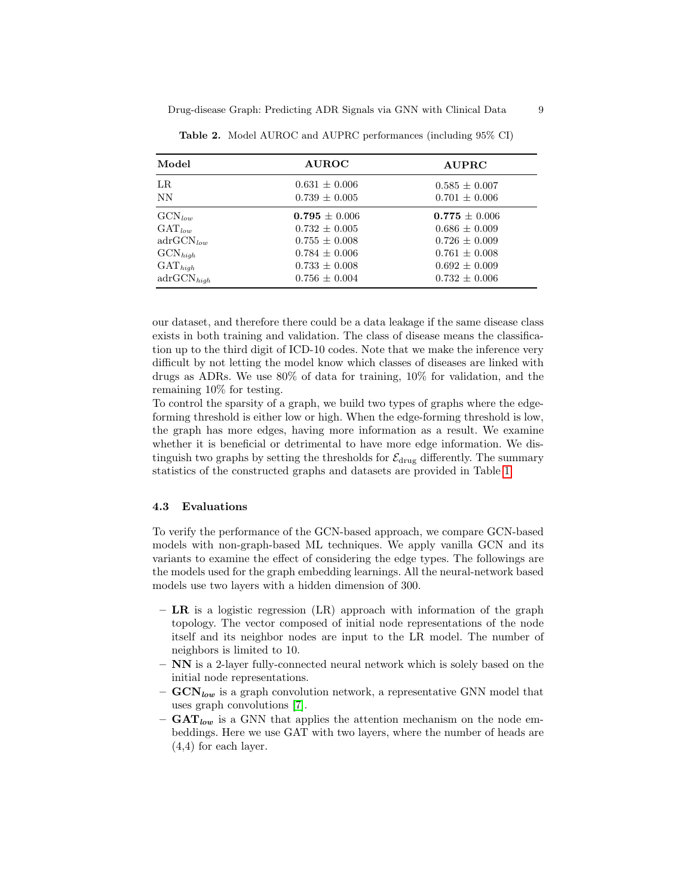**Table 2.** Model AUROC and AUPRC performances (including 95% CI)

| Model | AUROC | AUPRC |
|---|---|---|
| LR | 0.631 $\pm$ 0.006 | 0.585 $\pm$ 0.007 |
| NN | 0.739 $\pm$ 0.005 | 0.701 $\pm$ 0.006 |
| GCN$_{low}$ | **0.795** $\pm$ 0.006 | **0.775** $\pm$ 0.006 |
| GAT$_{low}$ | 0.732 $\pm$ 0.005 | 0.686 $\pm$ 0.009 |
| adrGCN$_{low}$ | 0.755 $\pm$ 0.008 | 0.726 $\pm$ 0.009 |
| GCN$_{high}$ | 0.784 $\pm$ 0.006 | 0.761 $\pm$ 0.008 |
| GAT$_{high}$ | 0.733 $\pm$ 0.008 | 0.692 $\pm$ 0.009 |
| adrGCN$_{high}$ | 0.756 $\pm$ 0.004 | 0.732 $\pm$ 0.006 |

our dataset, and therefore there could be a data leakage if the same disease class exists in both training and validation. The class of disease means the classification up to the third digit of ICD-10 codes. Note that we make the inference very difficult by not letting the model know which classes of diseases are linked with drugs as ADRs. We use 80% of data for training, 10% for validation, and the remaining 10% for testing.

To control the sparsity of a graph, we build two types of graphs where the edge-forming threshold is either low or high. When the edge-forming threshold is low, the graph has more edges, having more information as a result. We examine whether it is beneficial or detrimental to have more edge information. We distinguish two graphs by setting the thresholds for $\mathcal{E}_{\text{drug}}$ differently. The summary statistics of the constructed graphs and datasets are provided in Table 1.

### 4.3 Evaluations

To verify the performance of the GCN-based approach, we compare GCN-based models with non-graph-based ML techniques. We apply vanilla GCN and its variants to examine the effect of considering the edge types. The followings are the models used for the graph embedding learnings. All the neural-network based models use two layers with a hidden dimension of 300.

- **LR** is a logistic regression (LR) approach with information of the graph topology. The vector composed of initial node representations of the node itself and its neighbor nodes are input to the LR model. The number of neighbors is limited to 10.
- **NN** is a 2-layer fully-connected neural network which is solely based on the initial node representations.
- **GCN$_{low}$** is a graph convolution network, a representative GNN model that uses graph convolutions [7].
- **GAT$_{low}$** is a GNN that applies the attention mechanism on the node embeddings. Here we use GAT with two layers, where the number of heads are (4,4) for each layer.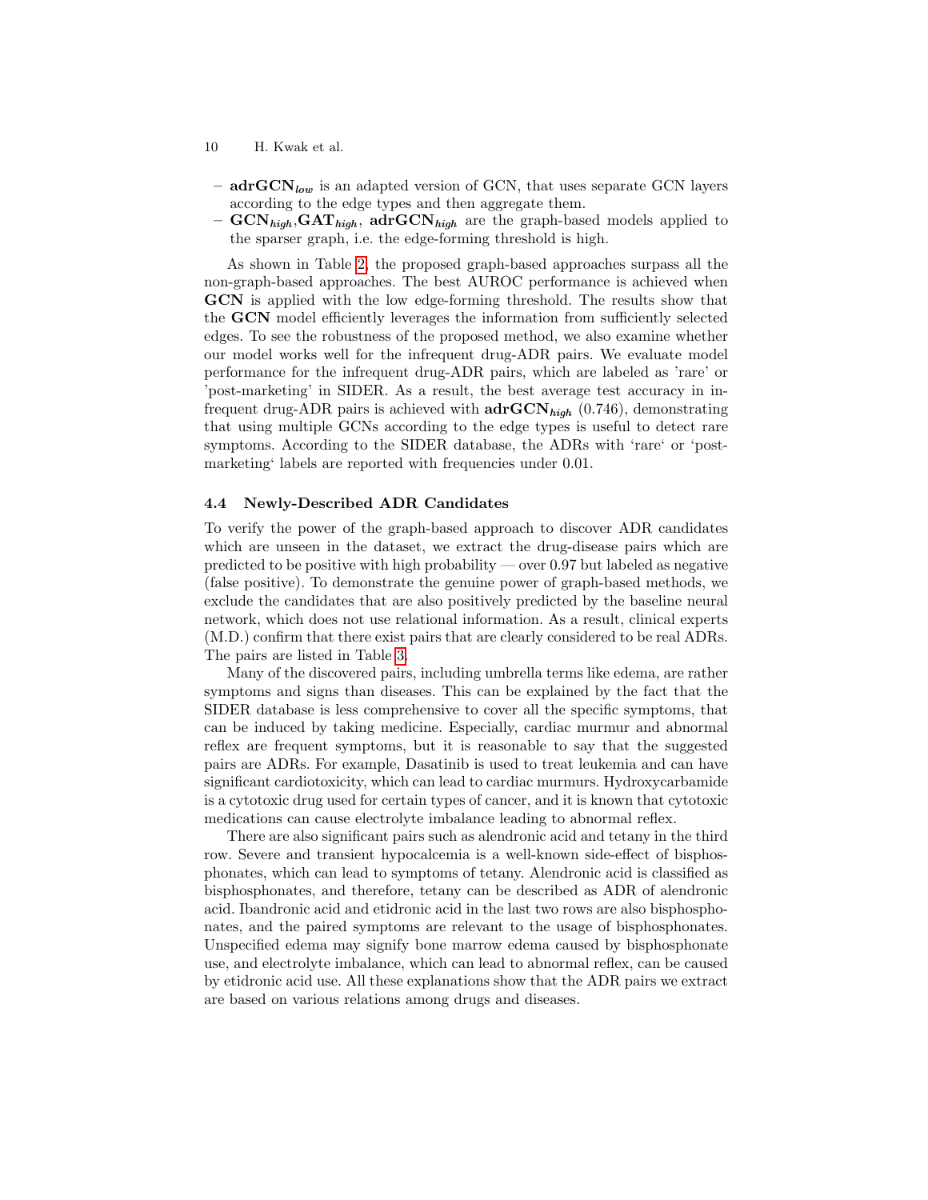- **adrGCN**$_{low}$ is an adapted version of GCN, that uses separate GCN layers according to the edge types and then aggregate them.
- **GCN**$_{high}$,**GAT**$_{high}$, **adrGCN**$_{high}$ are the graph-based models applied to the sparser graph, i.e. the edge-forming threshold is high.

As shown in Table 2, the proposed graph-based approaches surpass all the non-graph-based approaches. The best AUROC performance is achieved when **GCN** is applied with the low edge-forming threshold. The results show that the **GCN** model efficiently leverages the information from sufficiently selected edges. To see the robustness of the proposed method, we also examine whether our model works well for the infrequent drug-ADR pairs. We evaluate model performance for the infrequent drug-ADR pairs, which are labeled as 'rare' or 'post-marketing' in SIDER. As a result, the best average test accuracy in infrequent drug-ADR pairs is achieved with **adrGCN**$_{high}$ (0.746), demonstrating that using multiple GCNs according to the edge types is useful to detect rare symptoms. According to the SIDER database, the ADRs with 'rare' or 'post-marketing' labels are reported with frequencies under 0.01.

### 4.4 Newly-Described ADR Candidates

To verify the power of the graph-based approach to discover ADR candidates which are unseen in the dataset, we extract the drug-disease pairs which are predicted to be positive with high probability — over 0.97 but labeled as negative (false positive). To demonstrate the genuine power of graph-based methods, we exclude the candidates that are also positively predicted by the baseline neural network, which does not use relational information. As a result, clinical experts (M.D.) confirm that there exist pairs that are clearly considered to be real ADRs. The pairs are listed in Table 3.

Many of the discovered pairs, including umbrella terms like edema, are rather symptoms and signs than diseases. This can be explained by the fact that the SIDER database is less comprehensive to cover all the specific symptoms, that can be induced by taking medicine. Especially, cardiac murmur and abnormal reflex are frequent symptoms, but it is reasonable to say that the suggested pairs are ADRs. For example, Dasatinib is used to treat leukemia and can have significant cardiotoxicity, which can lead to cardiac murmurs. Hydroxycarbamide is a cytotoxic drug used for certain types of cancer, and it is known that cytotoxic medications can cause electrolyte imbalance leading to abnormal reflex.

There are also significant pairs such as alendronic acid and tetany in the third row. Severe and transient hypocalcemia is a well-known side-effect of bisphosphonates, which can lead to symptoms of tetany. Alendronic acid is classified as bisphosphonates, and therefore, tetany can be described as ADR of alendronic acid. Ibandronic acid and etidronic acid in the last two rows are also bisphosphonates, and the paired symptoms are relevant to the usage of bisphosphonates. Unspecified edema may signify bone marrow edema caused by bisphosphonate use, and electrolyte imbalance, which can lead to abnormal reflex, can be caused by etidronic acid use. All these explanations show that the ADR pairs we extract are based on various relations among drugs and diseases.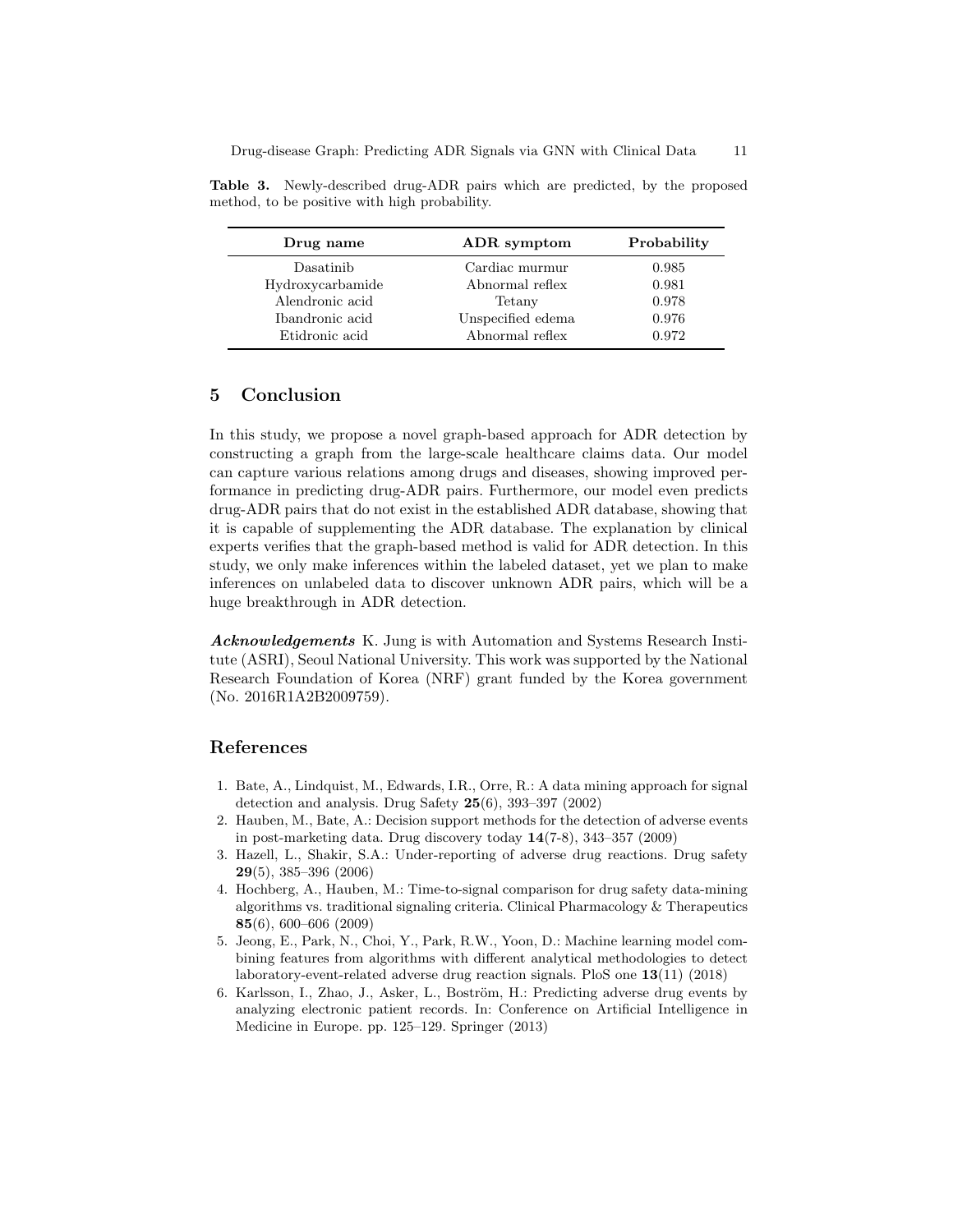**Table 3.** Newly-described drug-ADR pairs which are predicted, by the proposed method, to be positive with high probability.

| Drug name | ADR symptom | Probability |
| --- | --- | --- |
| Dasatinib | Cardiac murmur | 0.985 |
| Hydroxycarbamide | Abnormal reflex | 0.981 |
| Alendronic acid | Tetany | 0.978 |
| Ibandronic acid | Unspecified edema | 0.976 |
| Etidronic acid | Abnormal reflex | 0.972 |

## 5 Conclusion

In this study, we propose a novel graph-based approach for ADR detection by constructing a graph from the large-scale healthcare claims data. Our model can capture various relations among drugs and diseases, showing improved performance in predicting drug-ADR pairs. Furthermore, our model even predicts drug-ADR pairs that do not exist in the established ADR database, showing that it is capable of supplementing the ADR database. The explanation by clinical experts verifies that the graph-based method is valid for ADR detection. In this study, we only make inferences within the labeled dataset, yet we plan to make inferences on unlabeled data to discover unknown ADR pairs, which will be a huge breakthrough in ADR detection.

***Acknowledgements*** K. Jung is with Automation and Systems Research Institute (ASRI), Seoul National University. This work was supported by the National Research Foundation of Korea (NRF) grant funded by the Korea government (No. 2016R1A2B2009759).

## References

1. Bate, A., Lindquist, M., Edwards, I.R., Orre, R.: A data mining approach for signal detection and analysis. Drug Safety **25**(6), 393–397 (2002)
2. Hauben, M., Bate, A.: Decision support methods for the detection of adverse events in post-marketing data. Drug discovery today **14**(7-8), 343–357 (2009)
3. Hazell, L., Shakir, S.A.: Under-reporting of adverse drug reactions. Drug safety **29**(5), 385–396 (2006)
4. Hochberg, A., Hauben, M.: Time-to-signal comparison for drug safety data-mining algorithms vs. traditional signaling criteria. Clinical Pharmacology & Therapeutics **85**(6), 600–606 (2009)
5. Jeong, E., Park, N., Choi, Y., Park, R.W., Yoon, D.: Machine learning model combining features from algorithms with different analytical methodologies to detect laboratory-event-related adverse drug reaction signals. PloS one **13**(11) (2018)
6. Karlsson, I., Zhao, J., Asker, L., Boström, H.: Predicting adverse drug events by analyzing electronic patient records. In: Conference on Artificial Intelligence in Medicine in Europe. pp. 125–129. Springer (2013)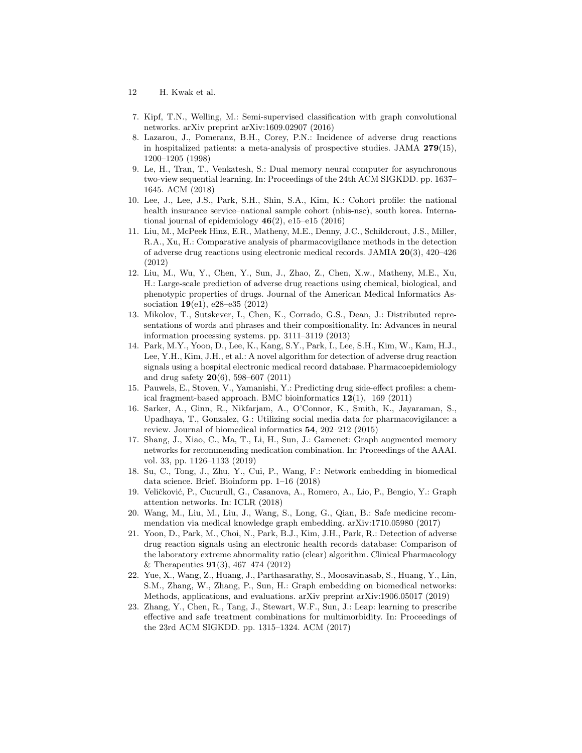7. Kipf, T.N., Welling, M.: Semi-supervised classification with graph convolutional networks. arXiv preprint arXiv:1609.02907 (2016)
8. Lazarou, J., Pomeranz, B.H., Corey, P.N.: Incidence of adverse drug reactions in hospitalized patients: a meta-analysis of prospective studies. JAMA **279**(15), 1200–1205 (1998)
9. Le, H., Tran, T., Venkatesh, S.: Dual memory neural computer for asynchronous two-view sequential learning. In: Proceedings of the 24th ACM SIGKDD. pp. 1637–1645. ACM (2018)
10. Lee, J., Lee, J.S., Park, S.H., Shin, S.A., Kim, K.: Cohort profile: the national health insurance service–national sample cohort (nhis-nsc), south korea. International journal of epidemiology **46**(2), e15–e15 (2016)
11. Liu, M., McPeek Hinz, E.R., Matheny, M.E., Denny, J.C., Schildcrout, J.S., Miller, R.A., Xu, H.: Comparative analysis of pharmacovigilance methods in the detection of adverse drug reactions using electronic medical records. JAMIA **20**(3), 420–426 (2012)
12. Liu, M., Wu, Y., Chen, Y., Sun, J., Zhao, Z., Chen, X.w., Matheny, M.E., Xu, H.: Large-scale prediction of adverse drug reactions using chemical, biological, and phenotypic properties of drugs. Journal of the American Medical Informatics Association **19**(e1), e28–e35 (2012)
13. Mikolov, T., Sutskever, I., Chen, K., Corrado, G.S., Dean, J.: Distributed representations of words and phrases and their compositionality. In: Advances in neural information processing systems. pp. 3111–3119 (2013)
14. Park, M.Y., Yoon, D., Lee, K., Kang, S.Y., Park, I., Lee, S.H., Kim, W., Kam, H.J., Lee, Y.H., Kim, J.H., et al.: A novel algorithm for detection of adverse drug reaction signals using a hospital electronic medical record database. Pharmacoepidemiology and drug safety **20**(6), 598–607 (2011)
15. Pauwels, E., Stoven, V., Yamanishi, Y.: Predicting drug side-effect profiles: a chemical fragment-based approach. BMC bioinformatics **12**(1), 169 (2011)
16. Sarker, A., Ginn, R., Nikfarjam, A., O'Connor, K., Smith, K., Jayaraman, S., Upadhaya, T., Gonzalez, G.: Utilizing social media data for pharmacovigilance: a review. Journal of biomedical informatics **54**, 202–212 (2015)
17. Shang, J., Xiao, C., Ma, T., Li, H., Sun, J.: Gamenet: Graph augmented memory networks for recommending medication combination. In: Proceedings of the AAAI. vol. 33, pp. 1126–1133 (2019)
18. Su, C., Tong, J., Zhu, Y., Cui, P., Wang, F.: Network embedding in biomedical data science. Brief. Bioinform pp. 1–16 (2018)
19. Veličković, P., Cucurull, G., Casanova, A., Romero, A., Lio, P., Bengio, Y.: Graph attention networks. In: ICLR (2018)
20. Wang, M., Liu, M., Liu, J., Wang, S., Long, G., Qian, B.: Safe medicine recommendation via medical knowledge graph embedding. arXiv:1710.05980 (2017)
21. Yoon, D., Park, M., Choi, N., Park, B.J., Kim, J.H., Park, R.: Detection of adverse drug reaction signals using an electronic health records database: Comparison of the laboratory extreme abnormality ratio (clear) algorithm. Clinical Pharmacology & Therapeutics **91**(3), 467–474 (2012)
22. Yue, X., Wang, Z., Huang, J., Parthasarathy, S., Moosavinasab, S., Huang, Y., Lin, S.M., Zhang, W., Zhang, P., Sun, H.: Graph embedding on biomedical networks: Methods, applications, and evaluations. arXiv preprint arXiv:1906.05017 (2019)
23. Zhang, Y., Chen, R., Tang, J., Stewart, W.F., Sun, J.: Leap: learning to prescribe effective and safe treatment combinations for multimorbidity. In: Proceedings of the 23rd ACM SIGKDD. pp. 1315–1324. ACM (2017)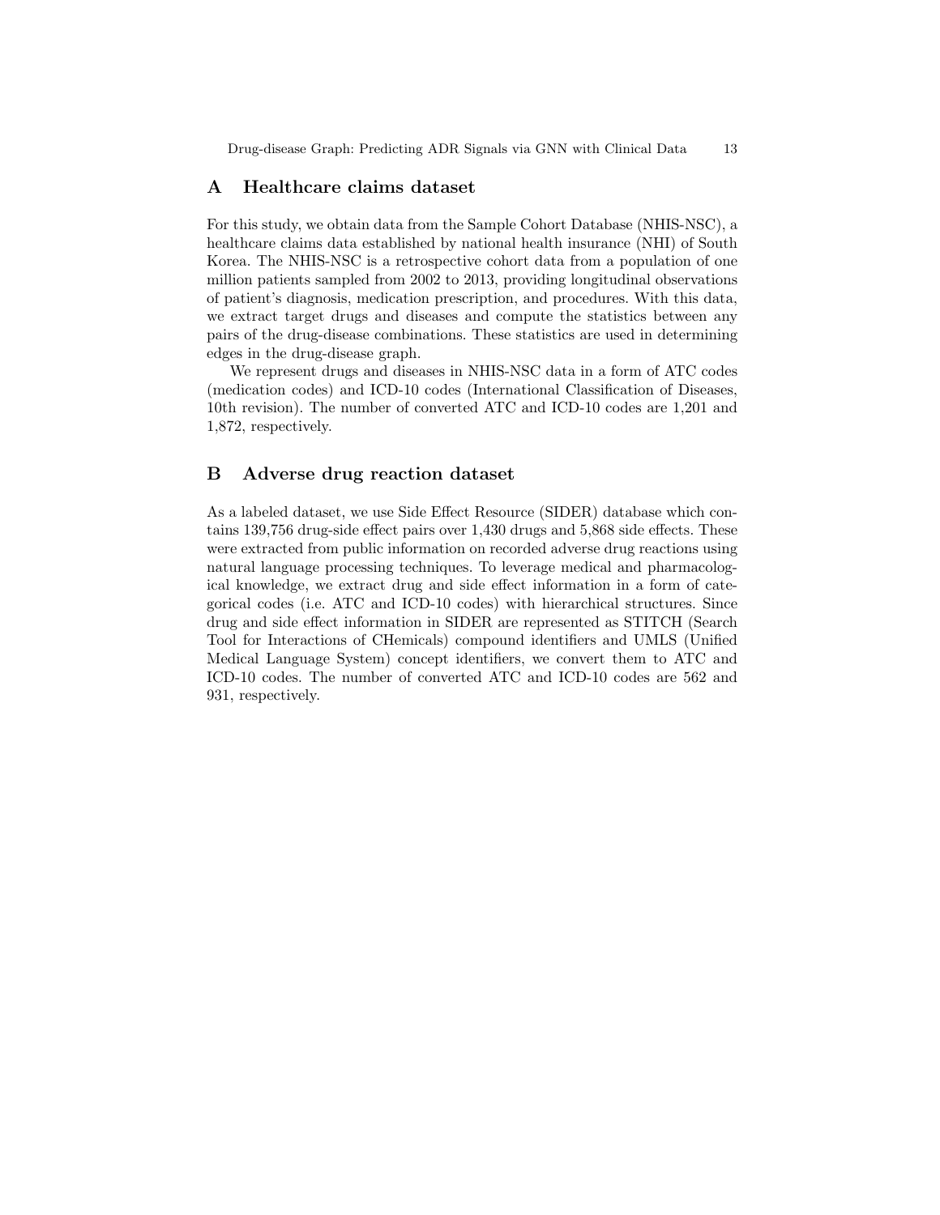## A Healthcare claims dataset

For this study, we obtain data from the Sample Cohort Database (NHIS-NSC), a healthcare claims data established by national health insurance (NHI) of South Korea. The NHIS-NSC is a retrospective cohort data from a population of one million patients sampled from 2002 to 2013, providing longitudinal observations of patient's diagnosis, medication prescription, and procedures. With this data, we extract target drugs and diseases and compute the statistics between any pairs of the drug-disease combinations. These statistics are used in determining edges in the drug-disease graph.

We represent drugs and diseases in NHIS-NSC data in a form of ATC codes (medication codes) and ICD-10 codes (International Classification of Diseases, 10th revision). The number of converted ATC and ICD-10 codes are 1,201 and 1,872, respectively.

## B Adverse drug reaction dataset

As a labeled dataset, we use Side Effect Resource (SIDER) database which contains 139,756 drug-side effect pairs over 1,430 drugs and 5,868 side effects. These were extracted from public information on recorded adverse drug reactions using natural language processing techniques. To leverage medical and pharmacological knowledge, we extract drug and side effect information in a form of categorical codes (i.e. ATC and ICD-10 codes) with hierarchical structures. Since drug and side effect information in SIDER are represented as STITCH (Search Tool for Interactions of CHemicals) compound identifiers and UMLS (Unified Medical Language System) concept identifiers, we convert them to ATC and ICD-10 codes. The number of converted ATC and ICD-10 codes are 562 and 931, respectively.